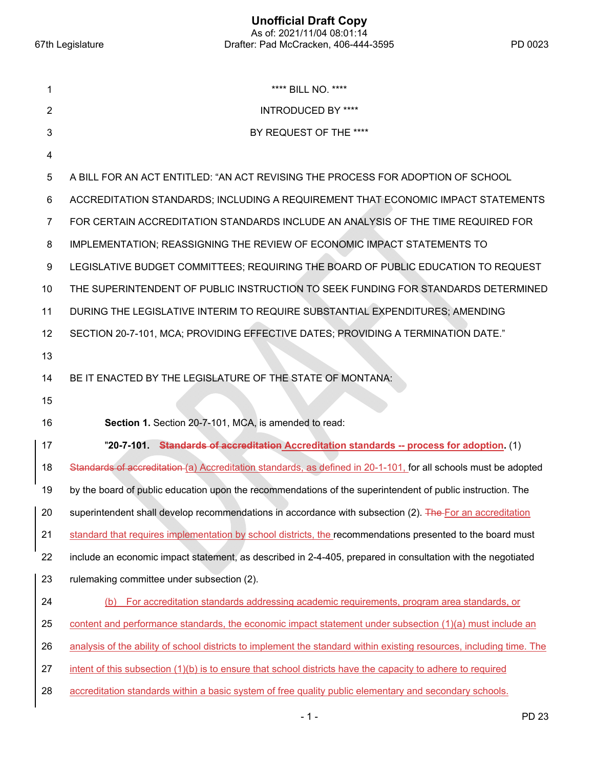**** BILL NO. ****

INTRODUCED BY ****

BY REQUEST OF THE ****

A BILL FOR AN ACT ENTITLED: "AN ACT REVISING THE PROCESS FOR ADOPTION OF SCHOOL ACCREDITATION STANDARDS; INCLUDING A REQUIREMENT THAT ECONOMIC IMPACT STATEMENTS FOR CERTAIN ACCREDITATION STANDARDS INCLUDE AN ANALYSIS OF THE TIME REQUIRED FOR IMPLEMENTATION; REASSIGNING THE REVIEW OF ECONOMIC IMPACT STATEMENTS TO LEGISLATIVE BUDGET COMMITTEES; REQUIRING THE BOARD OF PUBLIC EDUCATION TO REQUEST THE SUPERINTENDENT OF PUBLIC INSTRUCTION TO SEEK FUNDING FOR STANDARDS DETERMINED DURING THE LEGISLATIVE INTERIM TO REQUIRE SUBSTANTIAL EXPENDITURES; AMENDING SECTION 20-7-101, MCA; PROVIDING EFFECTIVE DATES; PROVIDING A TERMINATION DATE."

BE IT ENACTED BY THE LEGISLATURE OF THE STATE OF MONTANA:

**Section 1.** Section 20-7-101, MCA, is amended to read:

"**20-7-101.** ~~**Standards of accreditation**~~ **Accreditation standards -- process for adoption.** (1) ~~Standards of accreditation~~ (a) Accreditation standards, as defined in 20-1-101, for all schools must be adopted by the board of public education upon the recommendations of the superintendent of public instruction. The superintendent shall develop recommendations in accordance with subsection (2). ~~The~~ For an accreditation standard that requires implementation by school districts, the recommendations presented to the board must include an economic impact statement, as described in 2-4-405, prepared in consultation with the negotiated rulemaking committee under subsection (2).

(b) For accreditation standards addressing academic requirements, program area standards, or content and performance standards, the economic impact statement under subsection (1)(a) must include an analysis of the ability of school districts to implement the standard within existing resources, including time. The intent of this subsection (1)(b) is to ensure that school districts have the capacity to adhere to required accreditation standards within a basic system of free quality public elementary and secondary schools.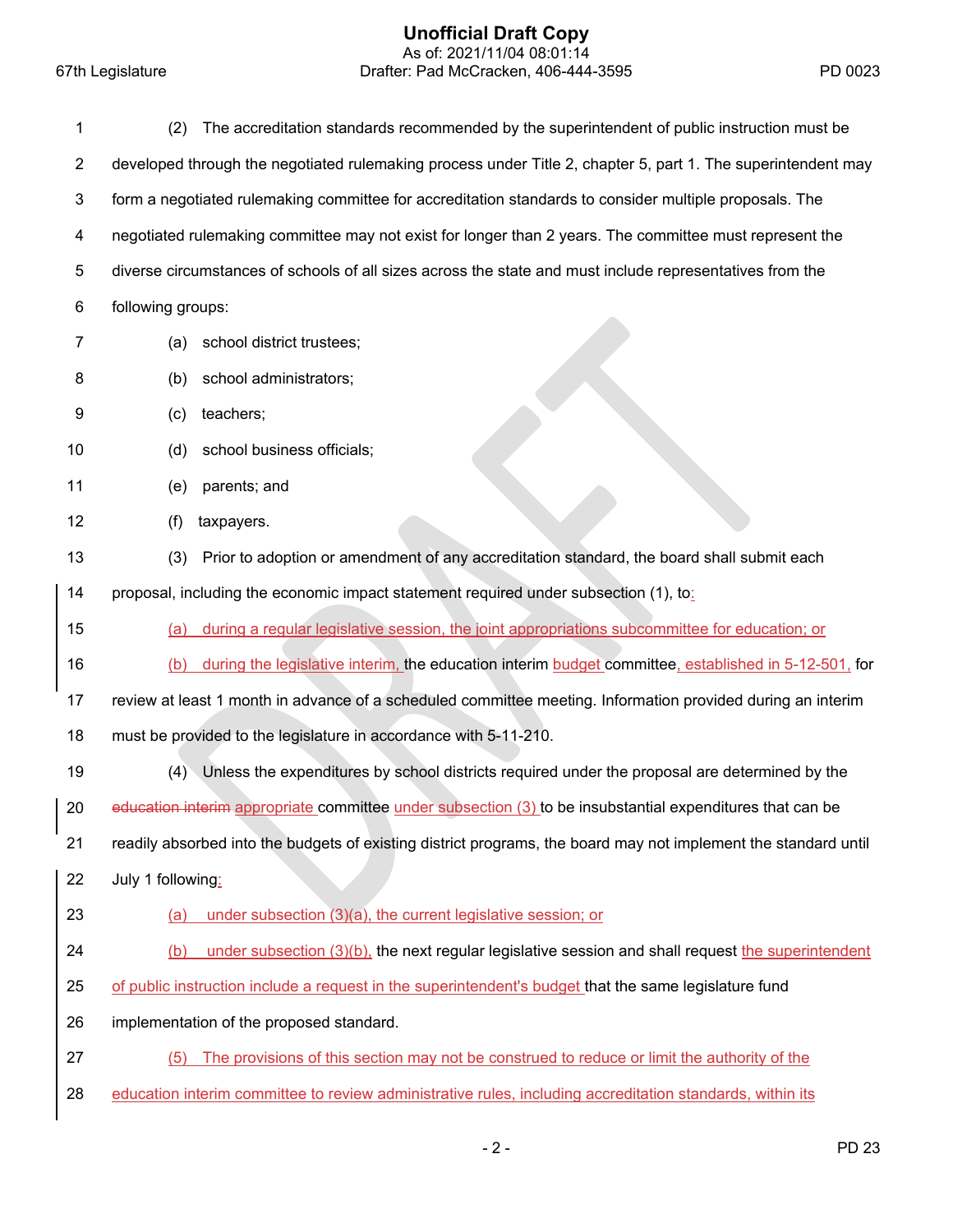(2) The accreditation standards recommended by the superintendent of public instruction must be developed through the negotiated rulemaking process under Title 2, chapter 5, part 1. The superintendent may form a negotiated rulemaking committee for accreditation standards to consider multiple proposals. The negotiated rulemaking committee may not exist for longer than 2 years. The committee must represent the diverse circumstances of schools of all sizes across the state and must include representatives from the following groups:

(a) school district trustees;

(b) school administrators;

(c) teachers;

(d) school business officials;

(e) parents; and

(f) taxpayers.

(3) Prior to adoption or amendment of any accreditation standard, the board shall submit each proposal, including the economic impact statement required under subsection (1), to:

(a) during a regular legislative session, the joint appropriations subcommittee for education; or

(b) during the legislative interim, the education interim budget committee, established in 5-12-501, for review at least 1 month in advance of a scheduled committee meeting. Information provided during an interim must be provided to the legislature in accordance with 5-11-210.

(4) Unless the expenditures by school districts required under the proposal are determined by the ~~education interim~~ appropriate committee under subsection (3) to be insubstantial expenditures that can be readily absorbed into the budgets of existing district programs, the board may not implement the standard until July 1 following:

(a) under subsection (3)(a), the current legislative session; or

(b) under subsection (3)(b), the next regular legislative session and shall request the superintendent of public instruction include a request in the superintendent's budget that the same legislature fund implementation of the proposed standard.

(5) The provisions of this section may not be construed to reduce or limit the authority of the education interim committee to review administrative rules, including accreditation standards, within its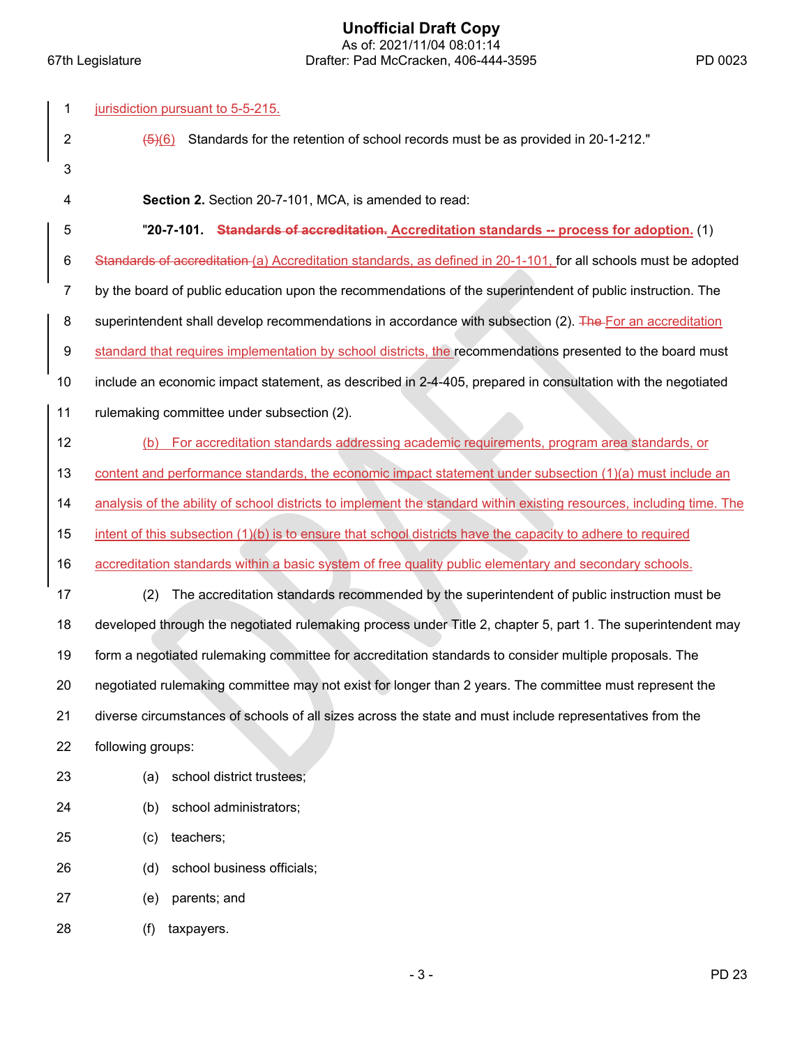jurisdiction pursuant to 5-5-215.

~~(5)~~(6) Standards for the retention of school records must be as provided in 20-1-212."

**Section 2.** Section 20-7-101, MCA, is amended to read:

"**20-7-101.** ~~**Standards of accreditation.**~~ **Accreditation standards -- process for adoption.** (1) ~~Standards of accreditation~~ (a) Accreditation standards, as defined in 20-1-101, for all schools must be adopted by the board of public education upon the recommendations of the superintendent of public instruction. The superintendent shall develop recommendations in accordance with subsection (2). ~~The~~ For an accreditation standard that requires implementation by school districts, the recommendations presented to the board must include an economic impact statement, as described in 2-4-405, prepared in consultation with the negotiated rulemaking committee under subsection (2).

(b) For accreditation standards addressing academic requirements, program area standards, or content and performance standards, the economic impact statement under subsection (1)(a) must include an analysis of the ability of school districts to implement the standard within existing resources, including time. The intent of this subsection (1)(b) is to ensure that school districts have the capacity to adhere to required accreditation standards within a basic system of free quality public elementary and secondary schools.

(2) The accreditation standards recommended by the superintendent of public instruction must be developed through the negotiated rulemaking process under Title 2, chapter 5, part 1. The superintendent may form a negotiated rulemaking committee for accreditation standards to consider multiple proposals. The negotiated rulemaking committee may not exist for longer than 2 years. The committee must represent the diverse circumstances of schools of all sizes across the state and must include representatives from the following groups:

(a) school district trustees;

(b) school administrators;

(c) teachers;

(d) school business officials;

(e) parents; and

(f) taxpayers.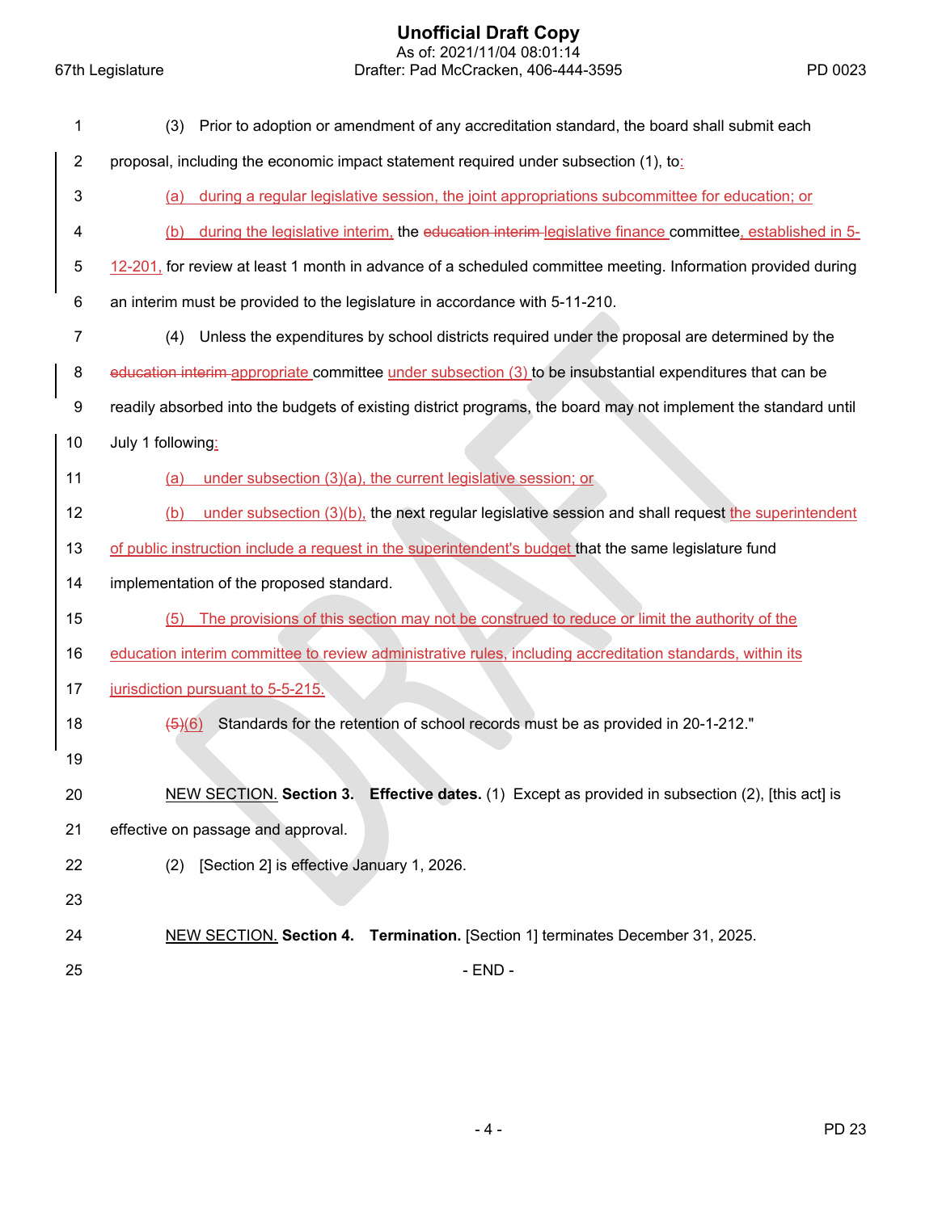(3) Prior to adoption or amendment of any accreditation standard, the board shall submit each proposal, including the economic impact statement required under subsection (1), to:

(a) during a regular legislative session, the joint appropriations subcommittee for education; or

(b) during the legislative interim, the ~~education interim~~ legislative finance committee, established in 5-12-201, for review at least 1 month in advance of a scheduled committee meeting. Information provided during an interim must be provided to the legislature in accordance with 5-11-210.

(4) Unless the expenditures by school districts required under the proposal are determined by the ~~education interim~~ appropriate committee under subsection (3) to be insubstantial expenditures that can be readily absorbed into the budgets of existing district programs, the board may not implement the standard until July 1 following:

(a) under subsection (3)(a), the current legislative session; or

(b) under subsection (3)(b), the next regular legislative session and shall request the superintendent of public instruction include a request in the superintendent's budget that the same legislature fund implementation of the proposed standard.

(5) The provisions of this section may not be construed to reduce or limit the authority of the education interim committee to review administrative rules, including accreditation standards, within its jurisdiction pursuant to 5-5-215.

~~(5)~~(6) Standards for the retention of school records must be as provided in 20-1-212."

NEW SECTION. **Section 3. Effective dates.** (1) Except as provided in subsection (2), [this act] is effective on passage and approval.

(2) [Section 2] is effective January 1, 2026.

NEW SECTION. **Section 4. Termination.** [Section 1] terminates December 31, 2025.

- END -